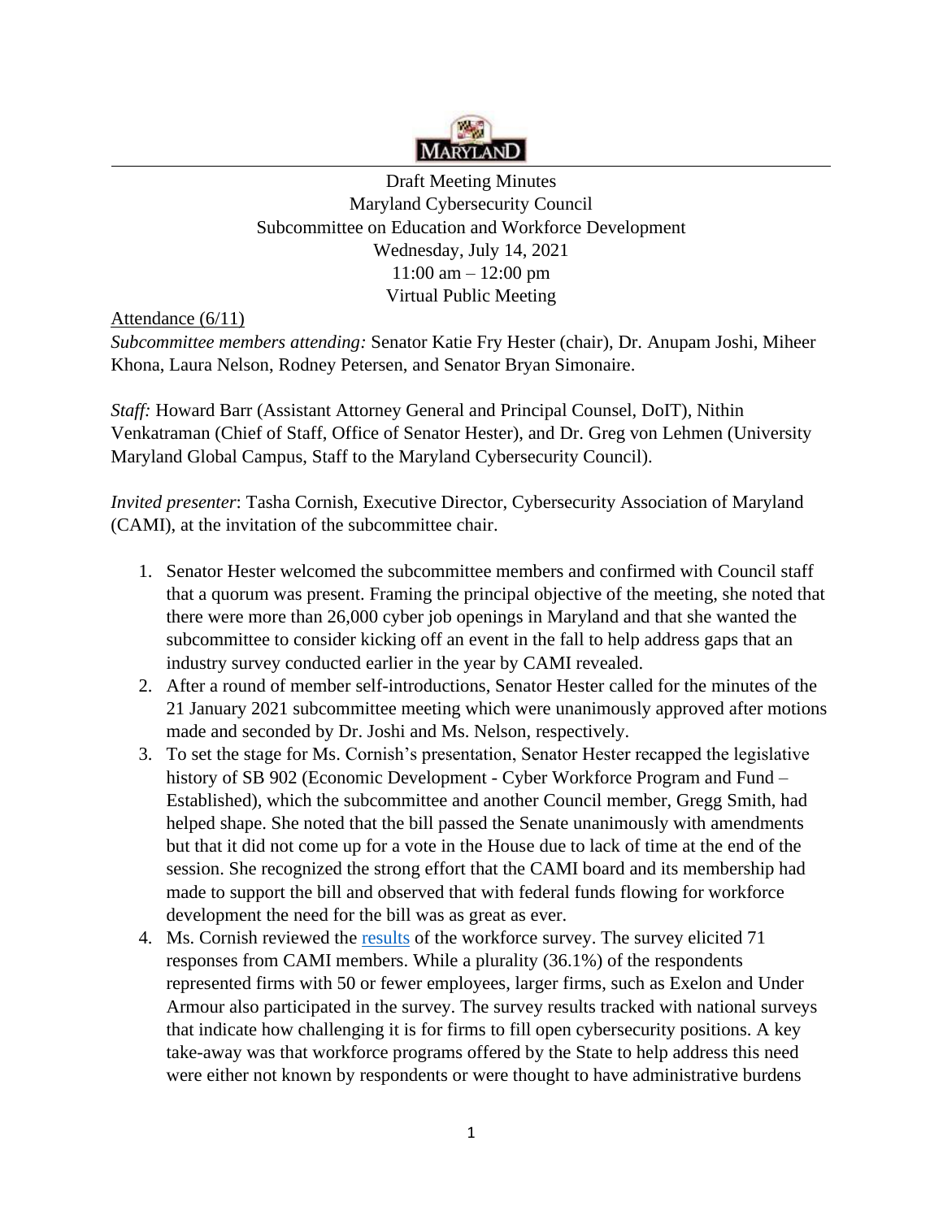Draft Meeting Minutes
Maryland Cybersecurity Council
Subcommittee on Education and Workforce Development
Wednesday, July 14, 2021
11:00 am – 12:00 pm
Virtual Public Meeting

Attendance (6/11)

*Subcommittee members attending:* Senator Katie Fry Hester (chair), Dr. Anupam Joshi, Miheer Khona, Laura Nelson, Rodney Petersen, and Senator Bryan Simonaire.

*Staff:* Howard Barr (Assistant Attorney General and Principal Counsel, DoIT), Nithin Venkatraman (Chief of Staff, Office of Senator Hester), and Dr. Greg von Lehmen (University Maryland Global Campus, Staff to the Maryland Cybersecurity Council).

*Invited presenter*: Tasha Cornish, Executive Director, Cybersecurity Association of Maryland (CAMI), at the invitation of the subcommittee chair.

1. Senator Hester welcomed the subcommittee members and confirmed with Council staff that a quorum was present. Framing the principal objective of the meeting, she noted that there were more than 26,000 cyber job openings in Maryland and that she wanted the subcommittee to consider kicking off an event in the fall to help address gaps that an industry survey conducted earlier in the year by CAMI revealed.
2. After a round of member self-introductions, Senator Hester called for the minutes of the 21 January 2021 subcommittee meeting which were unanimously approved after motions made and seconded by Dr. Joshi and Ms. Nelson, respectively.
3. To set the stage for Ms. Cornish's presentation, Senator Hester recapped the legislative history of SB 902 (Economic Development - Cyber Workforce Program and Fund – Established), which the subcommittee and another Council member, Gregg Smith, had helped shape. She noted that the bill passed the Senate unanimously with amendments but that it did not come up for a vote in the House due to lack of time at the end of the session. She recognized the strong effort that the CAMI board and its membership had made to support the bill and observed that with federal funds flowing for workforce development the need for the bill was as great as ever.
4. Ms. Cornish reviewed the results of the workforce survey. The survey elicited 71 responses from CAMI members. While a plurality (36.1%) of the respondents represented firms with 50 or fewer employees, larger firms, such as Exelon and Under Armour also participated in the survey. The survey results tracked with national surveys that indicate how challenging it is for firms to fill open cybersecurity positions. A key take-away was that workforce programs offered by the State to help address this need were either not known by respondents or were thought to have administrative burdens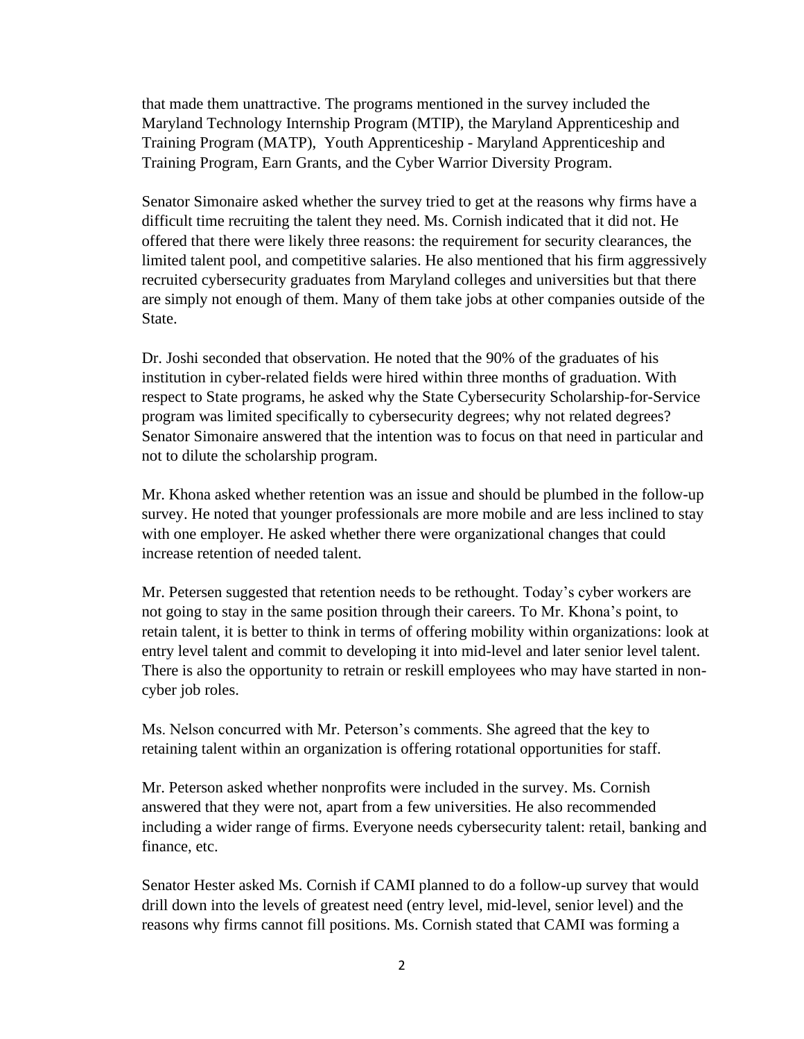that made them unattractive. The programs mentioned in the survey included the Maryland Technology Internship Program (MTIP), the Maryland Apprenticeship and Training Program (MATP), Youth Apprenticeship - Maryland Apprenticeship and Training Program, Earn Grants, and the Cyber Warrior Diversity Program.

Senator Simonaire asked whether the survey tried to get at the reasons why firms have a difficult time recruiting the talent they need. Ms. Cornish indicated that it did not. He offered that there were likely three reasons: the requirement for security clearances, the limited talent pool, and competitive salaries. He also mentioned that his firm aggressively recruited cybersecurity graduates from Maryland colleges and universities but that there are simply not enough of them. Many of them take jobs at other companies outside of the State.

Dr. Joshi seconded that observation. He noted that the 90% of the graduates of his institution in cyber-related fields were hired within three months of graduation. With respect to State programs, he asked why the State Cybersecurity Scholarship-for-Service program was limited specifically to cybersecurity degrees; why not related degrees? Senator Simonaire answered that the intention was to focus on that need in particular and not to dilute the scholarship program.

Mr. Khona asked whether retention was an issue and should be plumbed in the follow-up survey. He noted that younger professionals are more mobile and are less inclined to stay with one employer. He asked whether there were organizational changes that could increase retention of needed talent.

Mr. Petersen suggested that retention needs to be rethought. Today's cyber workers are not going to stay in the same position through their careers. To Mr. Khona's point, to retain talent, it is better to think in terms of offering mobility within organizations: look at entry level talent and commit to developing it into mid-level and later senior level talent. There is also the opportunity to retrain or reskill employees who may have started in non-cyber job roles.

Ms. Nelson concurred with Mr. Peterson's comments. She agreed that the key to retaining talent within an organization is offering rotational opportunities for staff.

Mr. Peterson asked whether nonprofits were included in the survey. Ms. Cornish answered that they were not, apart from a few universities. He also recommended including a wider range of firms. Everyone needs cybersecurity talent: retail, banking and finance, etc.

Senator Hester asked Ms. Cornish if CAMI planned to do a follow-up survey that would drill down into the levels of greatest need (entry level, mid-level, senior level) and the reasons why firms cannot fill positions. Ms. Cornish stated that CAMI was forming a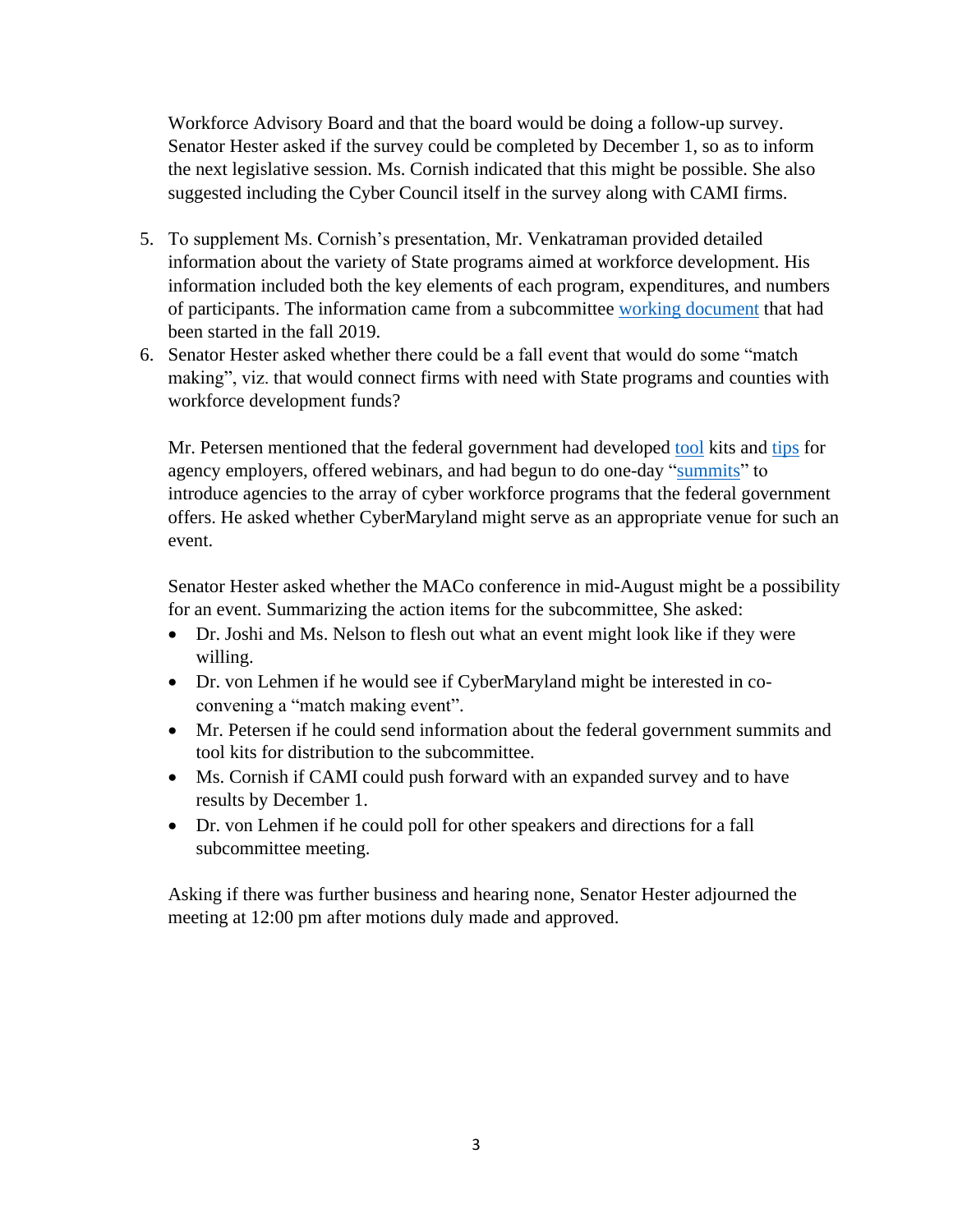Workforce Advisory Board and that the board would be doing a follow-up survey. Senator Hester asked if the survey could be completed by December 1, so as to inform the next legislative session. Ms. Cornish indicated that this might be possible. She also suggested including the Cyber Council itself in the survey along with CAMI firms.

5. To supplement Ms. Cornish's presentation, Mr. Venkatraman provided detailed information about the variety of State programs aimed at workforce development. His information included both the key elements of each program, expenditures, and numbers of participants. The information came from a subcommittee working document that had been started in the fall 2019.
6. Senator Hester asked whether there could be a fall event that would do some "match making", viz. that would connect firms with need with State programs and counties with workforce development funds?

   Mr. Petersen mentioned that the federal government had developed tool kits and tips for agency employers, offered webinars, and had begun to do one-day "summits" to introduce agencies to the array of cyber workforce programs that the federal government offers. He asked whether CyberMaryland might serve as an appropriate venue for such an event.

   Senator Hester asked whether the MACo conference in mid-August might be a possibility for an event. Summarizing the action items for the subcommittee, She asked:

   - Dr. Joshi and Ms. Nelson to flesh out what an event might look like if they were willing.
   - Dr. von Lehmen if he would see if CyberMaryland might be interested in co-convening a "match making event".
   - Mr. Petersen if he could send information about the federal government summits and tool kits for distribution to the subcommittee.
   - Ms. Cornish if CAMI could push forward with an expanded survey and to have results by December 1.
   - Dr. von Lehmen if he could poll for other speakers and directions for a fall subcommittee meeting.

   Asking if there was further business and hearing none, Senator Hester adjourned the meeting at 12:00 pm after motions duly made and approved.